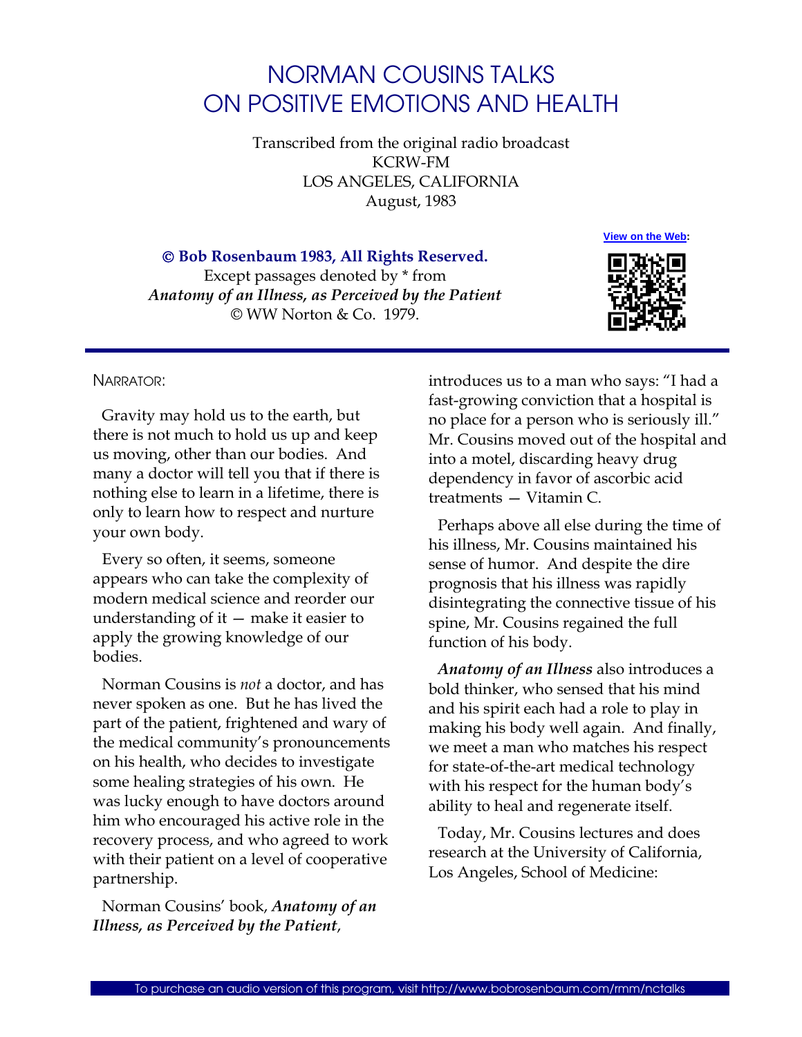# NORMAN COUSINS TALKS ON POSITIVE EMOTIONS AND HEALTH

Transcribed from the original radio broadcast
KCRW-FM
LOS ANGELES, CALIFORNIA
August, 1983

View on the Web:

**© Bob Rosenbaum 1983, All Rights Reserved.**
Except passages denoted by * from
***Anatomy of an Illness, as Perceived by the Patient***
© WW Norton & Co. 1979.

---

NARRATOR:

Gravity may hold us to the earth, but there is not much to hold us up and keep us moving, other than our bodies. And many a doctor will tell you that if there is nothing else to learn in a lifetime, there is only to learn how to respect and nurture your own body.

Every so often, it seems, someone appears who can take the complexity of modern medical science and reorder our understanding of it — make it easier to apply the growing knowledge of our bodies.

Norman Cousins is *not* a doctor, and has never spoken as one. But he has lived the part of the patient, frightened and wary of the medical community's pronouncements on his health, who decides to investigate some healing strategies of his own. He was lucky enough to have doctors around him who encouraged his active role in the recovery process, and who agreed to work with their patient on a level of cooperative partnership.

Norman Cousins' book, ***Anatomy of an Illness, as Perceived by the Patient***, introduces us to a man who says: "I had a fast-growing conviction that a hospital is no place for a person who is seriously ill." Mr. Cousins moved out of the hospital and into a motel, discarding heavy drug dependency in favor of ascorbic acid treatments — Vitamin C.

Perhaps above all else during the time of his illness, Mr. Cousins maintained his sense of humor. And despite the dire prognosis that his illness was rapidly disintegrating the connective tissue of his spine, Mr. Cousins regained the full function of his body.

***Anatomy of an Illness*** also introduces a bold thinker, who sensed that his mind and his spirit each had a role to play in making his body well again. And finally, we meet a man who matches his respect for state-of-the-art medical technology with his respect for the human body's ability to heal and regenerate itself.

Today, Mr. Cousins lectures and does research at the University of California, Los Angeles, School of Medicine:

To purchase an audio version of this program, visit http://www.bobrosenbaum.com/rmm/nctalks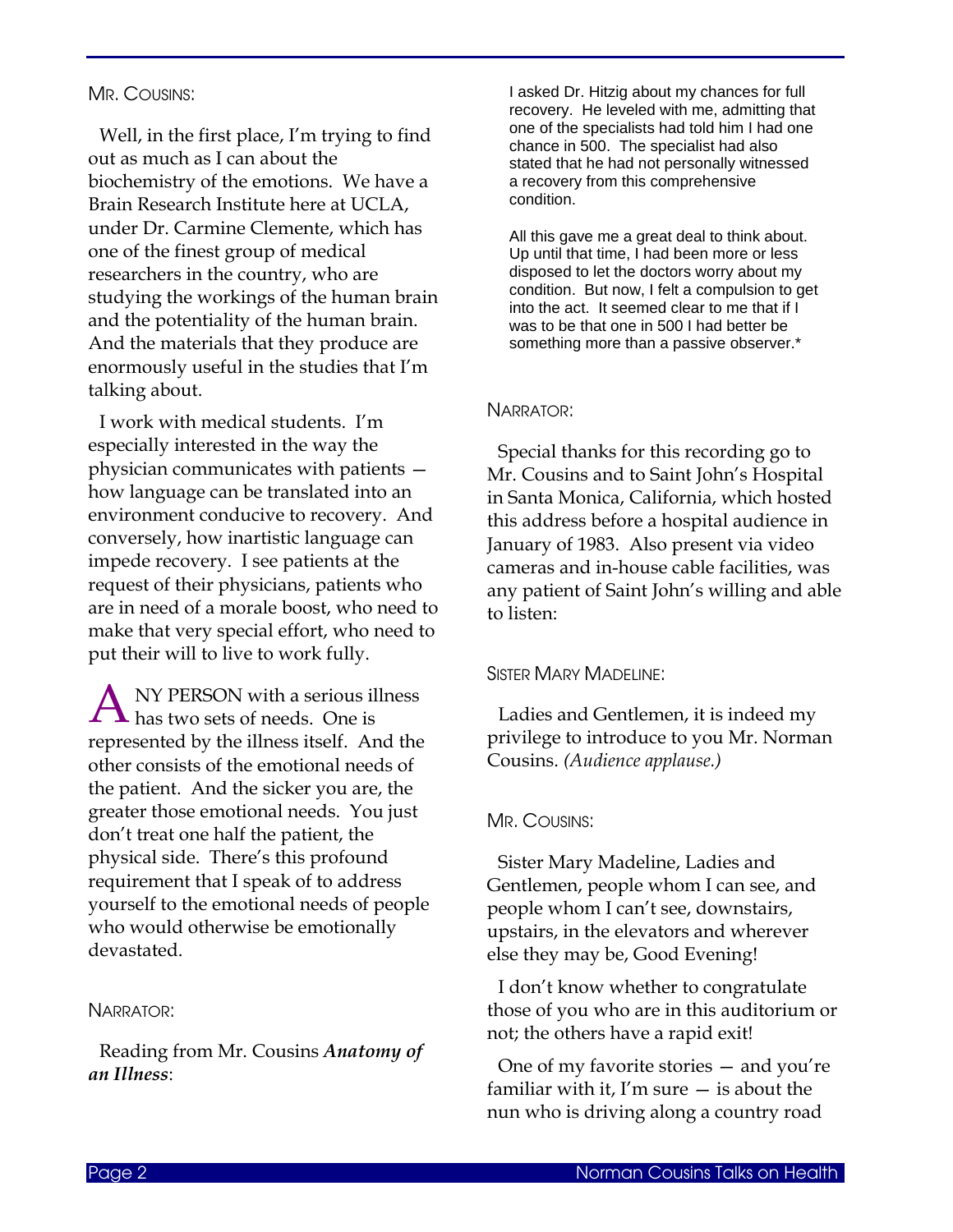MR. COUSINS:

Well, in the first place, I'm trying to find out as much as I can about the biochemistry of the emotions. We have a Brain Research Institute here at UCLA, under Dr. Carmine Clemente, which has one of the finest group of medical researchers in the country, who are studying the workings of the human brain and the potentiality of the human brain. And the materials that they produce are enormously useful in the studies that I'm talking about.

I work with medical students. I'm especially interested in the way the physician communicates with patients — how language can be translated into an environment conducive to recovery. And conversely, how inartistic language can impede recovery. I see patients at the request of their physicians, patients who are in need of a morale boost, who need to make that very special effort, who need to put their will to live to work fully.

ANY PERSON with a serious illness has two sets of needs. One is represented by the illness itself. And the other consists of the emotional needs of the patient. And the sicker you are, the greater those emotional needs. You just don't treat one half the patient, the physical side. There's this profound requirement that I speak of to address yourself to the emotional needs of people who would otherwise be emotionally devastated.

NARRATOR:

Reading from Mr. Cousins ***Anatomy of an Illness***:

> I asked Dr. Hitzig about my chances for full recovery. He leveled with me, admitting that one of the specialists had told him I had one chance in 500. The specialist had also stated that he had not personally witnessed a recovery from this comprehensive condition.
>
> All this gave me a great deal to think about. Up until that time, I had been more or less disposed to let the doctors worry about my condition. But now, I felt a compulsion to get into the act. It seemed clear to me that if I was to be that one in 500 I had better be something more than a passive observer.*

NARRATOR:

Special thanks for this recording go to Mr. Cousins and to Saint John's Hospital in Santa Monica, California, which hosted this address before a hospital audience in January of 1983. Also present via video cameras and in-house cable facilities, was any patient of Saint John's willing and able to listen:

SISTER MARY MADELINE:

Ladies and Gentlemen, it is indeed my privilege to introduce to you Mr. Norman Cousins. *(Audience applause.)*

MR. COUSINS:

Sister Mary Madeline, Ladies and Gentlemen, people whom I can see, and people whom I can't see, downstairs, upstairs, in the elevators and wherever else they may be, Good Evening!

I don't know whether to congratulate those of you who are in this auditorium or not; the others have a rapid exit!

One of my favorite stories — and you're familiar with it, I'm sure — is about the nun who is driving along a country road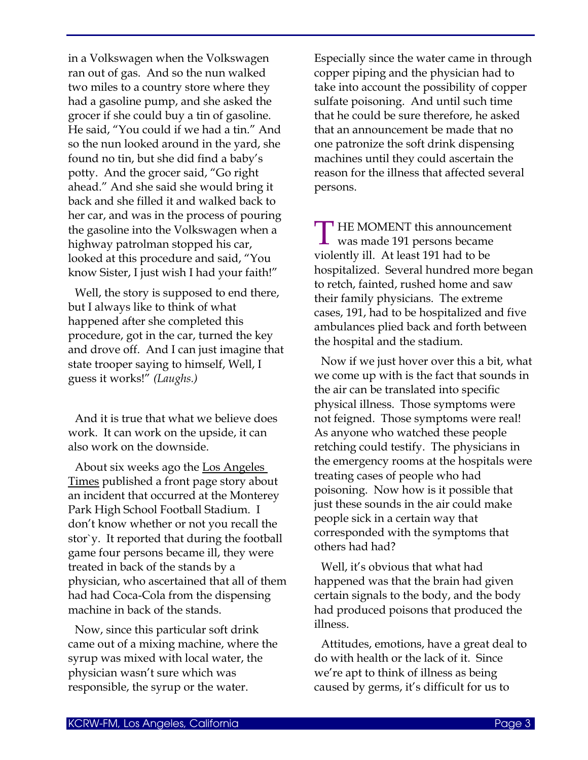in a Volkswagen when the Volkswagen ran out of gas. And so the nun walked two miles to a country store where they had a gasoline pump, and she asked the grocer if she could buy a tin of gasoline. He said, "You could if we had a tin." And so the nun looked around in the yard, she found no tin, but she did find a baby's potty. And the grocer said, "Go right ahead." And she said she would bring it back and she filled it and walked back to her car, and was in the process of pouring the gasoline into the Volkswagen when a highway patrolman stopped his car, looked at this procedure and said, "You know Sister, I just wish I had your faith!"

Well, the story is supposed to end there, but I always like to think of what happened after she completed this procedure, got in the car, turned the key and drove off. And I can just imagine that state trooper saying to himself, Well, I guess it works!" *(Laughs.)*

And it is true that what we believe does work. It can work on the upside, it can also work on the downside.

About six weeks ago the Los Angeles Times published a front page story about an incident that occurred at the Monterey Park High School Football Stadium. I don't know whether or not you recall the stor`y. It reported that during the football game four persons became ill, they were treated in back of the stands by a physician, who ascertained that all of them had had Coca-Cola from the dispensing machine in back of the stands.

Now, since this particular soft drink came out of a mixing machine, where the syrup was mixed with local water, the physician wasn't sure which was responsible, the syrup or the water. Especially since the water came in through copper piping and the physician had to take into account the possibility of copper sulfate poisoning. And until such time that he could be sure therefore, he asked that an announcement be made that no one patronize the soft drink dispensing machines until they could ascertain the reason for the illness that affected several persons.

THE MOMENT this announcement was made 191 persons became violently ill. At least 191 had to be hospitalized. Several hundred more began to retch, fainted, rushed home and saw their family physicians. The extreme cases, 191, had to be hospitalized and five ambulances plied back and forth between the hospital and the stadium.

Now if we just hover over this a bit, what we come up with is the fact that sounds in the air can be translated into specific physical illness. Those symptoms were not feigned. Those symptoms were real! As anyone who watched these people retching could testify. The physicians in the emergency rooms at the hospitals were treating cases of people who had poisoning. Now how is it possible that just these sounds in the air could make people sick in a certain way that corresponded with the symptoms that others had had?

Well, it's obvious that what had happened was that the brain had given certain signals to the body, and the body had produced poisons that produced the illness.

Attitudes, emotions, have a great deal to do with health or the lack of it. Since we're apt to think of illness as being caused by germs, it's difficult for us to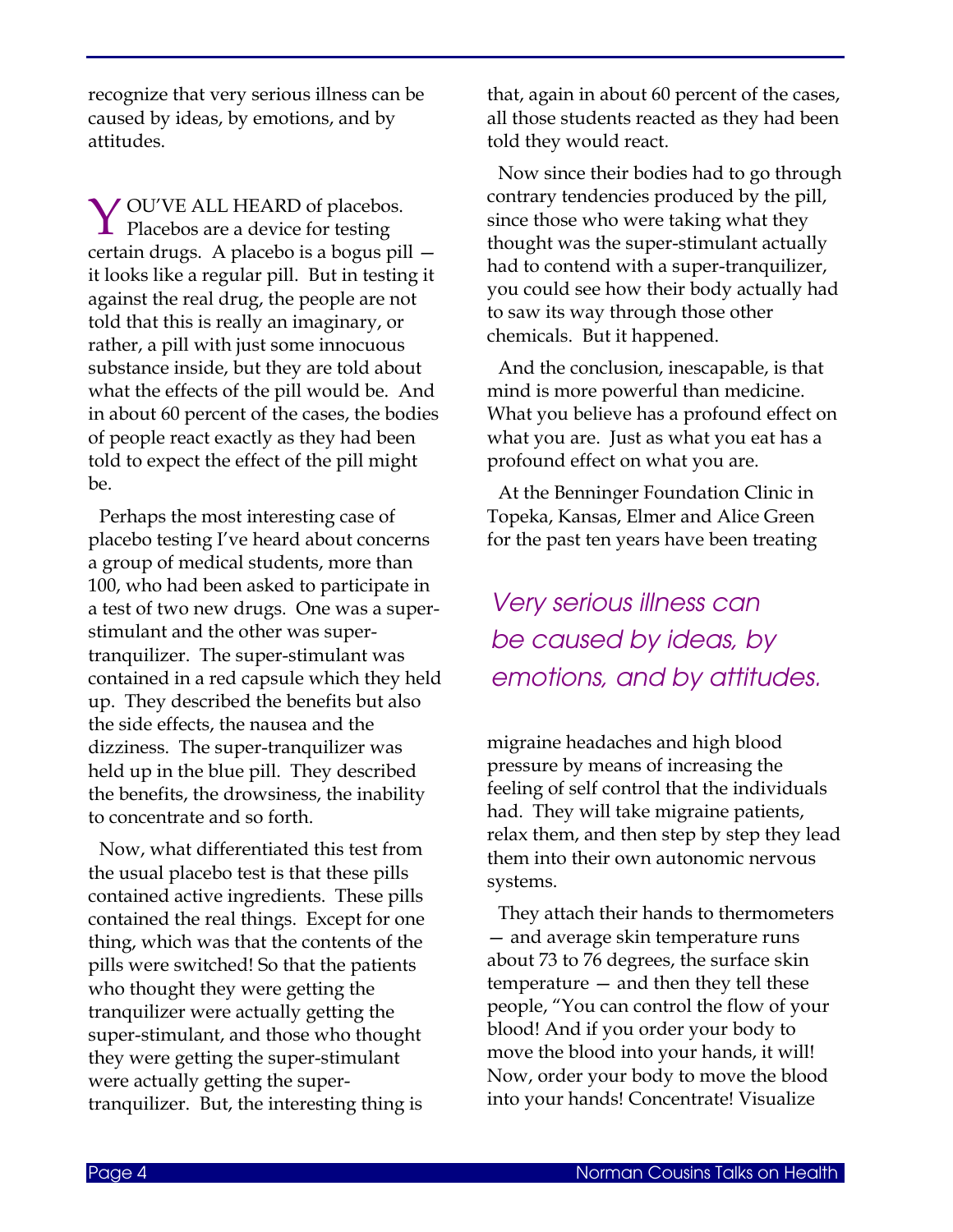recognize that very serious illness can be caused by ideas, by emotions, and by attitudes.

YOU'VE ALL HEARD of placebos. Placebos are a device for testing certain drugs. A placebo is a bogus pill — it looks like a regular pill. But in testing it against the real drug, the people are not told that this is really an imaginary, or rather, a pill with just some innocuous substance inside, but they are told about what the effects of the pill would be. And in about 60 percent of the cases, the bodies of people react exactly as they had been told to expect the effect of the pill might be.

Perhaps the most interesting case of placebo testing I've heard about concerns a group of medical students, more than 100, who had been asked to participate in a test of two new drugs. One was a super-stimulant and the other was super-tranquilizer. The super-stimulant was contained in a red capsule which they held up. They described the benefits but also the side effects, the nausea and the dizziness. The super-tranquilizer was held up in the blue pill. They described the benefits, the drowsiness, the inability to concentrate and so forth.

Now, what differentiated this test from the usual placebo test is that these pills contained active ingredients. These pills contained the real things. Except for one thing, which was that the contents of the pills were switched! So that the patients who thought they were getting the tranquilizer were actually getting the super-stimulant, and those who thought they were getting the super-stimulant were actually getting the super-tranquilizer. But, the interesting thing is that, again in about 60 percent of the cases, all those students reacted as they had been told they would react.

Now since their bodies had to go through contrary tendencies produced by the pill, since those who were taking what they thought was the super-stimulant actually had to contend with a super-tranquilizer, you could see how their body actually had to saw its way through those other chemicals. But it happened.

And the conclusion, inescapable, is that mind is more powerful than medicine. What you believe has a profound effect on what you are. Just as what you eat has a profound effect on what you are.

At the Benninger Foundation Clinic in Topeka, Kansas, Elmer and Alice Green for the past ten years have been treating migraine headaches and high blood pressure by means of increasing the feeling of self control that the individuals had. They will take migraine patients, relax them, and then step by step they lead them into their own autonomic nervous systems.

> *Very serious illness can be caused by ideas, by emotions, and by attitudes.*

They attach their hands to thermometers — and average skin temperature runs about 73 to 76 degrees, the surface skin temperature — and then they tell these people, "You can control the flow of your blood! And if you order your body to move the blood into your hands, it will! Now, order your body to move the blood into your hands! Concentrate! Visualize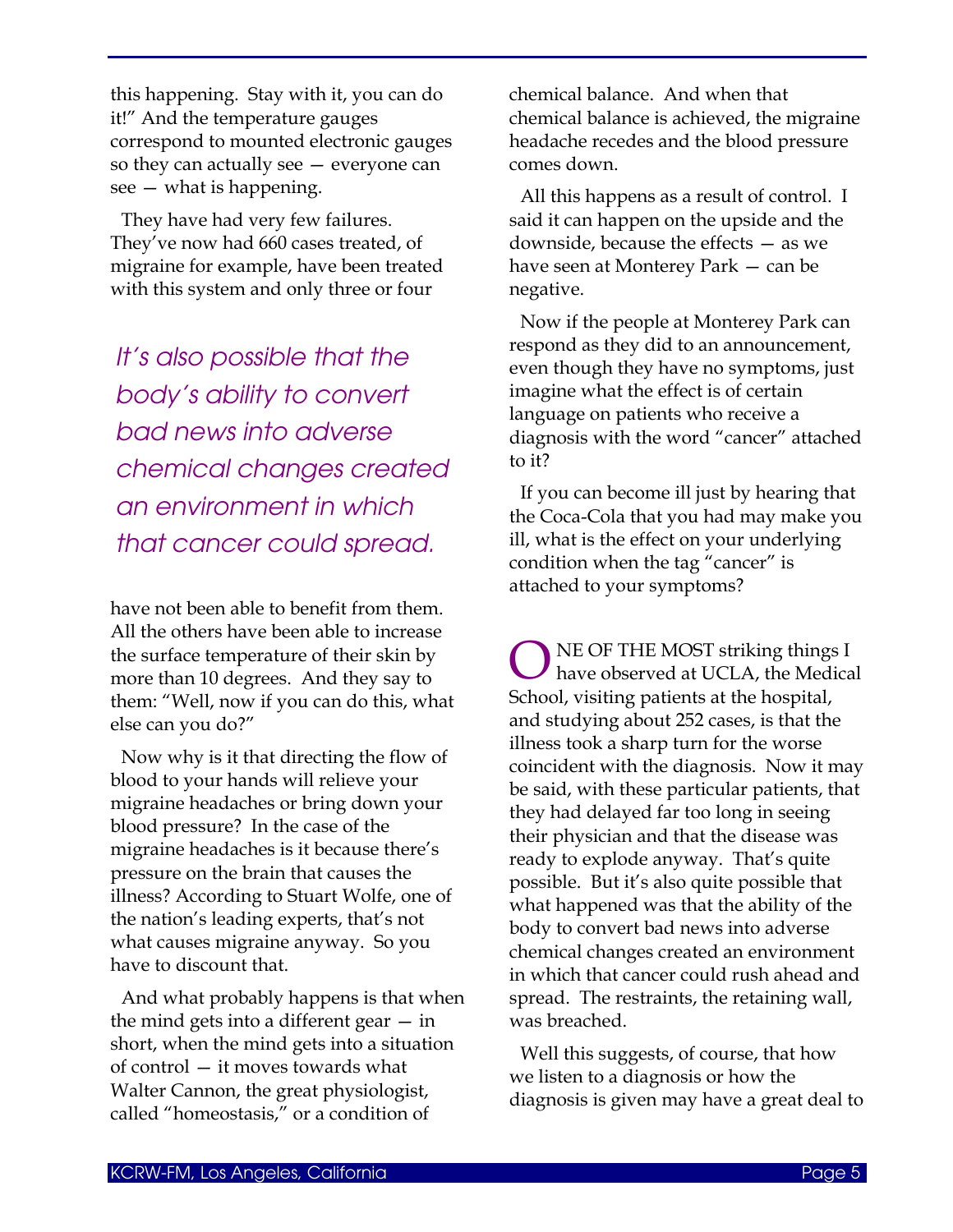this happening. Stay with it, you can do it!" And the temperature gauges correspond to mounted electronic gauges so they can actually see — everyone can see — what is happening.

They have had very few failures. They've now had 660 cases treated, of migraine for example, have been treated with this system and only three or four have not been able to benefit from them. All the others have been able to increase the surface temperature of their skin by more than 10 degrees. And they say to them: "Well, now if you can do this, what else can you do?"

*It's also possible that the body's ability to convert bad news into adverse chemical changes created an environment in which that cancer could spread.*

Now why is it that directing the flow of blood to your hands will relieve your migraine headaches or bring down your blood pressure? In the case of the migraine headaches is it because there's pressure on the brain that causes the illness? According to Stuart Wolfe, one of the nation's leading experts, that's not what causes migraine anyway. So you have to discount that.

And what probably happens is that when the mind gets into a different gear — in short, when the mind gets into a situation of control — it moves towards what Walter Cannon, the great physiologist, called "homeostasis," or a condition of chemical balance. And when that chemical balance is achieved, the migraine headache recedes and the blood pressure comes down.

All this happens as a result of control. I said it can happen on the upside and the downside, because the effects — as we have seen at Monterey Park — can be negative.

Now if the people at Monterey Park can respond as they did to an announcement, even though they have no symptoms, just imagine what the effect is of certain language on patients who receive a diagnosis with the word "cancer" attached to it?

If you can become ill just by hearing that the Coca-Cola that you had may make you ill, what is the effect on your underlying condition when the tag "cancer" is attached to your symptoms?

ONE OF THE MOST striking things I have observed at UCLA, the Medical School, visiting patients at the hospital, and studying about 252 cases, is that the illness took a sharp turn for the worse coincident with the diagnosis. Now it may be said, with these particular patients, that they had delayed far too long in seeing their physician and that the disease was ready to explode anyway. That's quite possible. But it's also quite possible that what happened was that the ability of the body to convert bad news into adverse chemical changes created an environment in which that cancer could rush ahead and spread. The restraints, the retaining wall, was breached.

Well this suggests, of course, that how we listen to a diagnosis or how the diagnosis is given may have a great deal to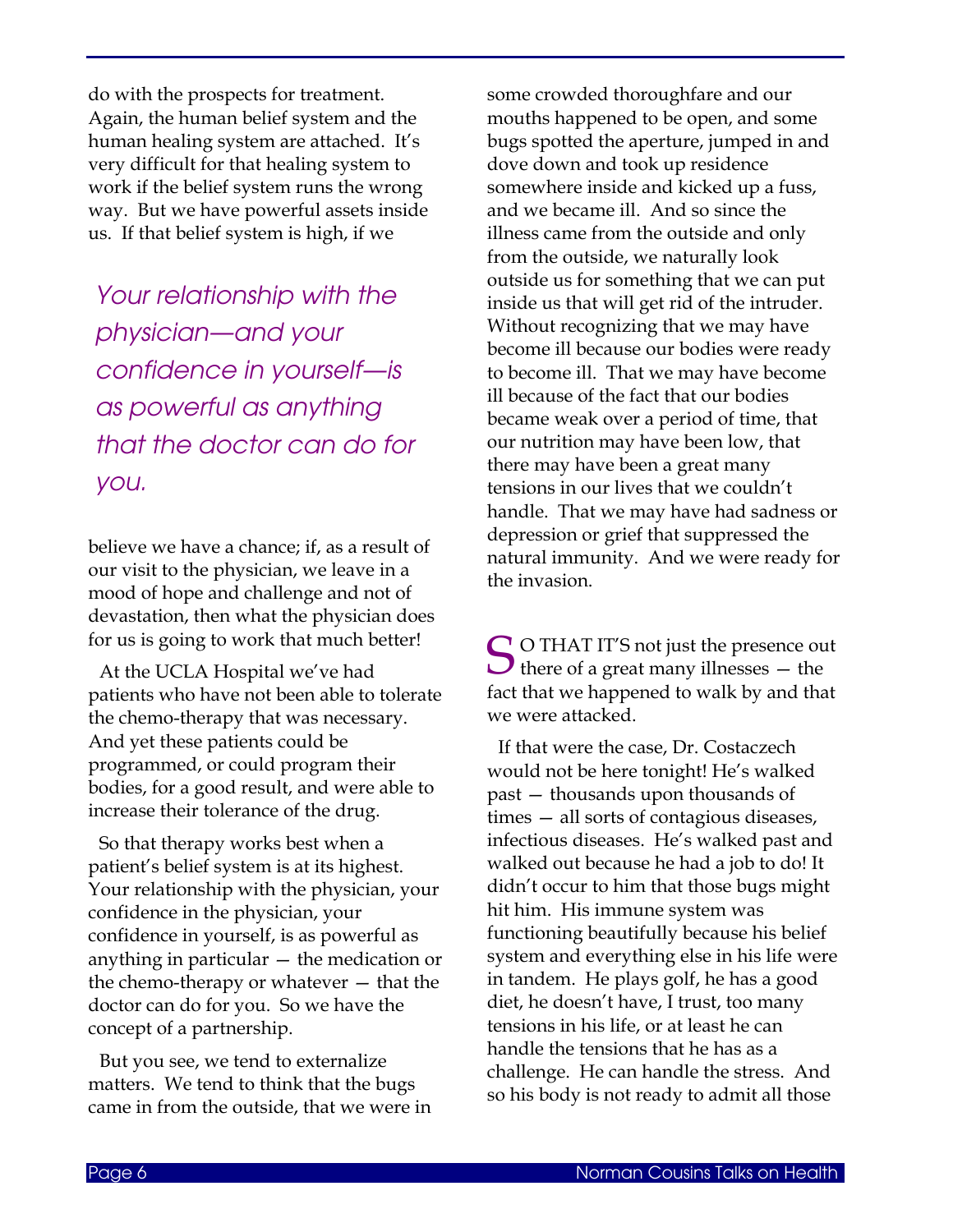do with the prospects for treatment. Again, the human belief system and the human healing system are attached. It's very difficult for that healing system to work if the belief system runs the wrong way. But we have powerful assets inside us. If that belief system is high, if we believe we have a chance; if, as a result of our visit to the physician, we leave in a mood of hope and challenge and not of devastation, then what the physician does for us is going to work that much better!

> *Your relationship with the physician—and your confidence in yourself—is as powerful as anything that the doctor can do for you.*

At the UCLA Hospital we've had patients who have not been able to tolerate the chemo-therapy that was necessary. And yet these patients could be programmed, or could program their bodies, for a good result, and were able to increase their tolerance of the drug.

So that therapy works best when a patient's belief system is at its highest. Your relationship with the physician, your confidence in the physician, your confidence in yourself, is as powerful as anything in particular — the medication or the chemo-therapy or whatever — that the doctor can do for you. So we have the concept of a partnership.

But you see, we tend to externalize matters. We tend to think that the bugs came in from the outside, that we were in some crowded thoroughfare and our mouths happened to be open, and some bugs spotted the aperture, jumped in and dove down and took up residence somewhere inside and kicked up a fuss, and we became ill. And so since the illness came from the outside and only from the outside, we naturally look outside us for something that we can put inside us that will get rid of the intruder. Without recognizing that we may have become ill because our bodies were ready to become ill. That we may have become ill because of the fact that our bodies became weak over a period of time, that our nutrition may have been low, that there may have been a great many tensions in our lives that we couldn't handle. That we may have had sadness or depression or grief that suppressed the natural immunity. And we were ready for the invasion.

SO THAT IT'S not just the presence out there of a great many illnesses — the fact that we happened to walk by and that we were attacked.

If that were the case, Dr. Costaczech would not be here tonight! He's walked past — thousands upon thousands of times — all sorts of contagious diseases, infectious diseases. He's walked past and walked out because he had a job to do! It didn't occur to him that those bugs might hit him. His immune system was functioning beautifully because his belief system and everything else in his life were in tandem. He plays golf, he has a good diet, he doesn't have, I trust, too many tensions in his life, or at least he can handle the tensions that he has as a challenge. He can handle the stress. And so his body is not ready to admit all those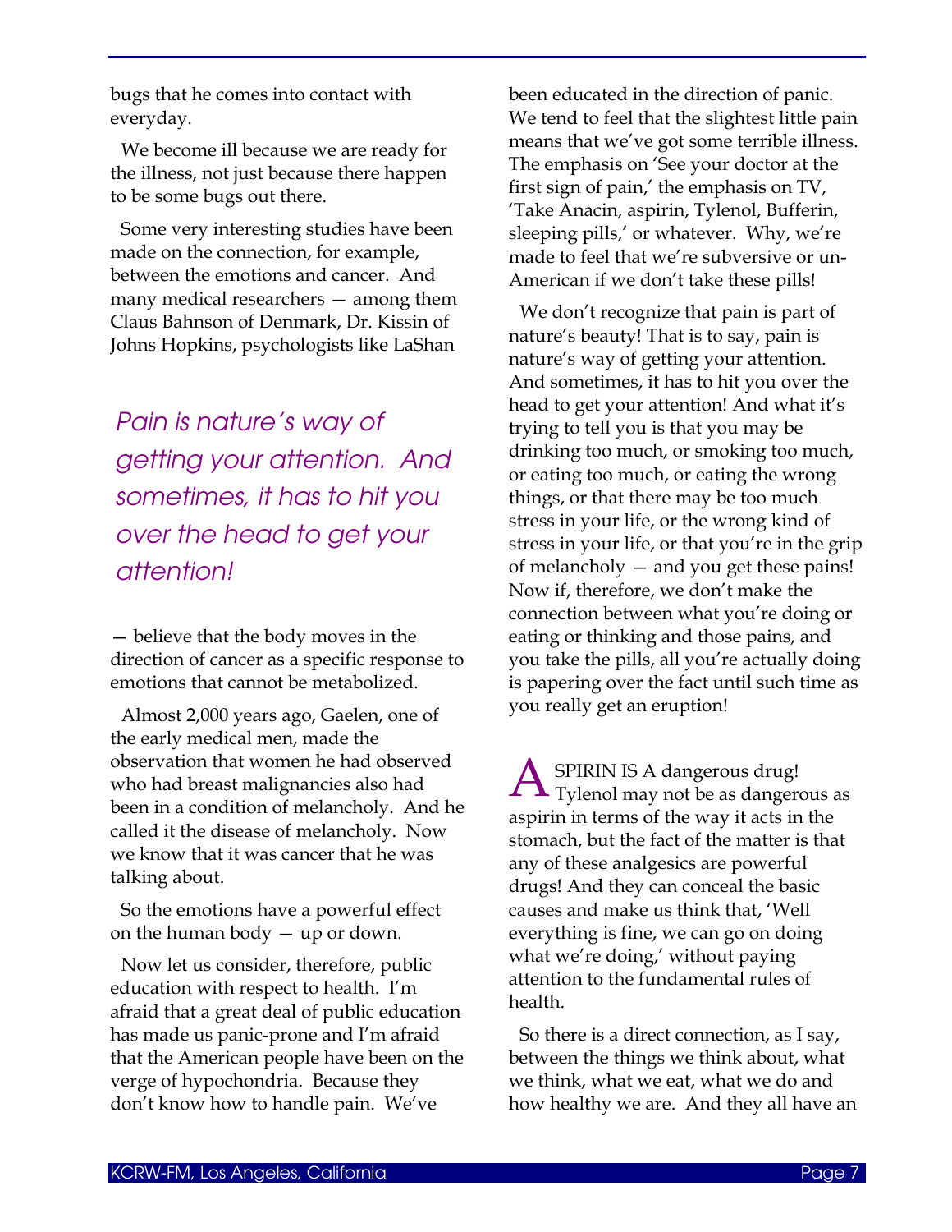bugs that he comes into contact with everyday.

We become ill because we are ready for the illness, not just because there happen to be some bugs out there.

Some very interesting studies have been made on the connection, for example, between the emotions and cancer. And many medical researchers — among them Claus Bahnson of Denmark, Dr. Kissin of Johns Hopkins, psychologists like LaShan — believe that the body moves in the direction of cancer as a specific response to emotions that cannot be metabolized.

*Pain is nature's way of getting your attention. And sometimes, it has to hit you over the head to get your attention!*

Almost 2,000 years ago, Gaelen, one of the early medical men, made the observation that women he had observed who had breast malignancies also had been in a condition of melancholy. And he called it the disease of melancholy. Now we know that it was cancer that he was talking about.

So the emotions have a powerful effect on the human body — up or down.

Now let us consider, therefore, public education with respect to health. I'm afraid that a great deal of public education has made us panic-prone and I'm afraid that the American people have been on the verge of hypochondria. Because they don't know how to handle pain. We've been educated in the direction of panic. We tend to feel that the slightest little pain means that we've got some terrible illness. The emphasis on 'See your doctor at the first sign of pain,' the emphasis on TV, 'Take Anacin, aspirin, Tylenol, Bufferin, sleeping pills,' or whatever. Why, we're made to feel that we're subversive or un-American if we don't take these pills!

We don't recognize that pain is part of nature's beauty! That is to say, pain is nature's way of getting your attention. And sometimes, it has to hit you over the head to get your attention! And what it's trying to tell you is that you may be drinking too much, or smoking too much, or eating too much, or eating the wrong things, or that there may be too much stress in your life, or the wrong kind of stress in your life, or that you're in the grip of melancholy — and you get these pains! Now if, therefore, we don't make the connection between what you're doing or eating or thinking and those pains, and you take the pills, all you're actually doing is papering over the fact until such time as you really get an eruption!

ASPIRIN IS A dangerous drug! Tylenol may not be as dangerous as aspirin in terms of the way it acts in the stomach, but the fact of the matter is that any of these analgesics are powerful drugs! And they can conceal the basic causes and make us think that, 'Well everything is fine, we can go on doing what we're doing,' without paying attention to the fundamental rules of health.

So there is a direct connection, as I say, between the things we think about, what we think, what we eat, what we do and how healthy we are. And they all have an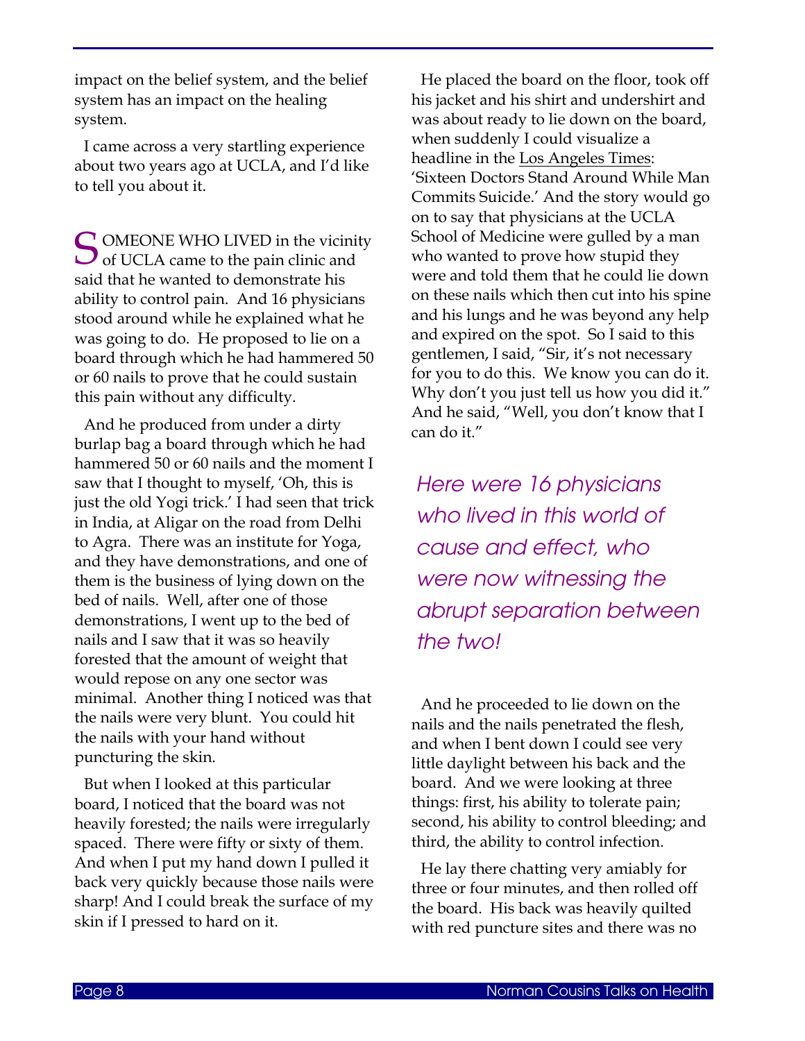impact on the belief system, and the belief system has an impact on the healing system.

I came across a very startling experience about two years ago at UCLA, and I'd like to tell you about it.

SOMEONE WHO LIVED in the vicinity of UCLA came to the pain clinic and said that he wanted to demonstrate his ability to control pain. And 16 physicians stood around while he explained what he was going to do. He proposed to lie on a board through which he had hammered 50 or 60 nails to prove that he could sustain this pain without any difficulty.

And he produced from under a dirty burlap bag a board through which he had hammered 50 or 60 nails and the moment I saw that I thought to myself, 'Oh, this is just the old Yogi trick.' I had seen that trick in India, at Aligar on the road from Delhi to Agra. There was an institute for Yoga, and they have demonstrations, and one of them is the business of lying down on the bed of nails. Well, after one of those demonstrations, I went up to the bed of nails and I saw that it was so heavily forested that the amount of weight that would repose on any one sector was minimal. Another thing I noticed was that the nails were very blunt. You could hit the nails with your hand without puncturing the skin.

But when I looked at this particular board, I noticed that the board was not heavily forested; the nails were irregularly spaced. There were fifty or sixty of them. And when I put my hand down I pulled it back very quickly because those nails were sharp! And I could break the surface of my skin if I pressed to hard on it.

He placed the board on the floor, took off his jacket and his shirt and undershirt and was about ready to lie down on the board, when suddenly I could visualize a headline in the Los Angeles Times: 'Sixteen Doctors Stand Around While Man Commits Suicide.' And the story would go on to say that physicians at the UCLA School of Medicine were gulled by a man who wanted to prove how stupid they were and told them that he could lie down on these nails which then cut into his spine and his lungs and he was beyond any help and expired on the spot. So I said to this gentlemen, I said, "Sir, it's not necessary for you to do this. We know you can do it. Why don't you just tell us how you did it." And he said, "Well, you don't know that I can do it."

*Here were 16 physicians who lived in this world of cause and effect, who were now witnessing the abrupt separation between the two!*

And he proceeded to lie down on the nails and the nails penetrated the flesh, and when I bent down I could see very little daylight between his back and the board. And we were looking at three things: first, his ability to tolerate pain; second, his ability to control bleeding; and third, the ability to control infection.

He lay there chatting very amiably for three or four minutes, and then rolled off the board. His back was heavily quilted with red puncture sites and there was no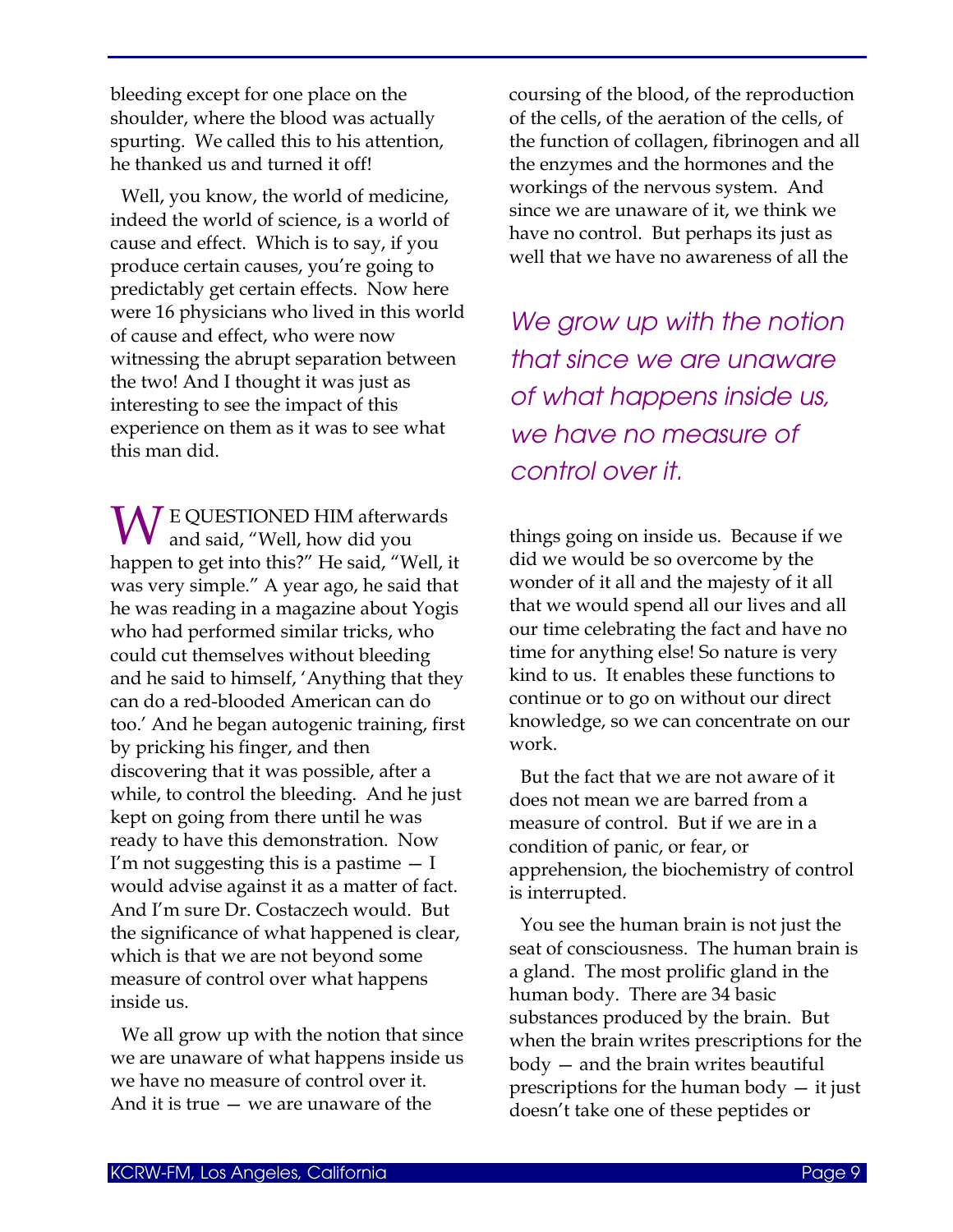bleeding except for one place on the shoulder, where the blood was actually spurting. We called this to his attention, he thanked us and turned it off!

Well, you know, the world of medicine, indeed the world of science, is a world of cause and effect. Which is to say, if you produce certain causes, you're going to predictably get certain effects. Now here were 16 physicians who lived in this world of cause and effect, who were now witnessing the abrupt separation between the two! And I thought it was just as interesting to see the impact of this experience on them as it was to see what this man did.

WE QUESTIONED HIM afterwards and said, "Well, how did you happen to get into this?" He said, "Well, it was very simple." A year ago, he said that he was reading in a magazine about Yogis who had performed similar tricks, who could cut themselves without bleeding and he said to himself, 'Anything that they can do a red-blooded American can do too.' And he began autogenic training, first by pricking his finger, and then discovering that it was possible, after a while, to control the bleeding. And he just kept on going from there until he was ready to have this demonstration. Now I'm not suggesting this is a pastime — I would advise against it as a matter of fact. And I'm sure Dr. Costaczech would. But the significance of what happened is clear, which is that we are not beyond some measure of control over what happens inside us.

We all grow up with the notion that since we are unaware of what happens inside us we have no measure of control over it. And it is true — we are unaware of the coursing of the blood, of the reproduction of the cells, of the aeration of the cells, of the function of collagen, fibrinogen and all the enzymes and the hormones and the workings of the nervous system. And since we are unaware of it, we think we have no control. But perhaps its just as well that we have no awareness of all the things going on inside us. Because if we did we would be so overcome by the wonder of it all and the majesty of it all that we would spend all our lives and all our time celebrating the fact and have no time for anything else! So nature is very kind to us. It enables these functions to continue or to go on without our direct knowledge, so we can concentrate on our work.

*We grow up with the notion that since we are unaware of what happens inside us, we have no measure of control over it.*

But the fact that we are not aware of it does not mean we are barred from a measure of control. But if we are in a condition of panic, or fear, or apprehension, the biochemistry of control is interrupted.

You see the human brain is not just the seat of consciousness. The human brain is a gland. The most prolific gland in the human body. There are 34 basic substances produced by the brain. But when the brain writes prescriptions for the body — and the brain writes beautiful prescriptions for the human body — it just doesn't take one of these peptides or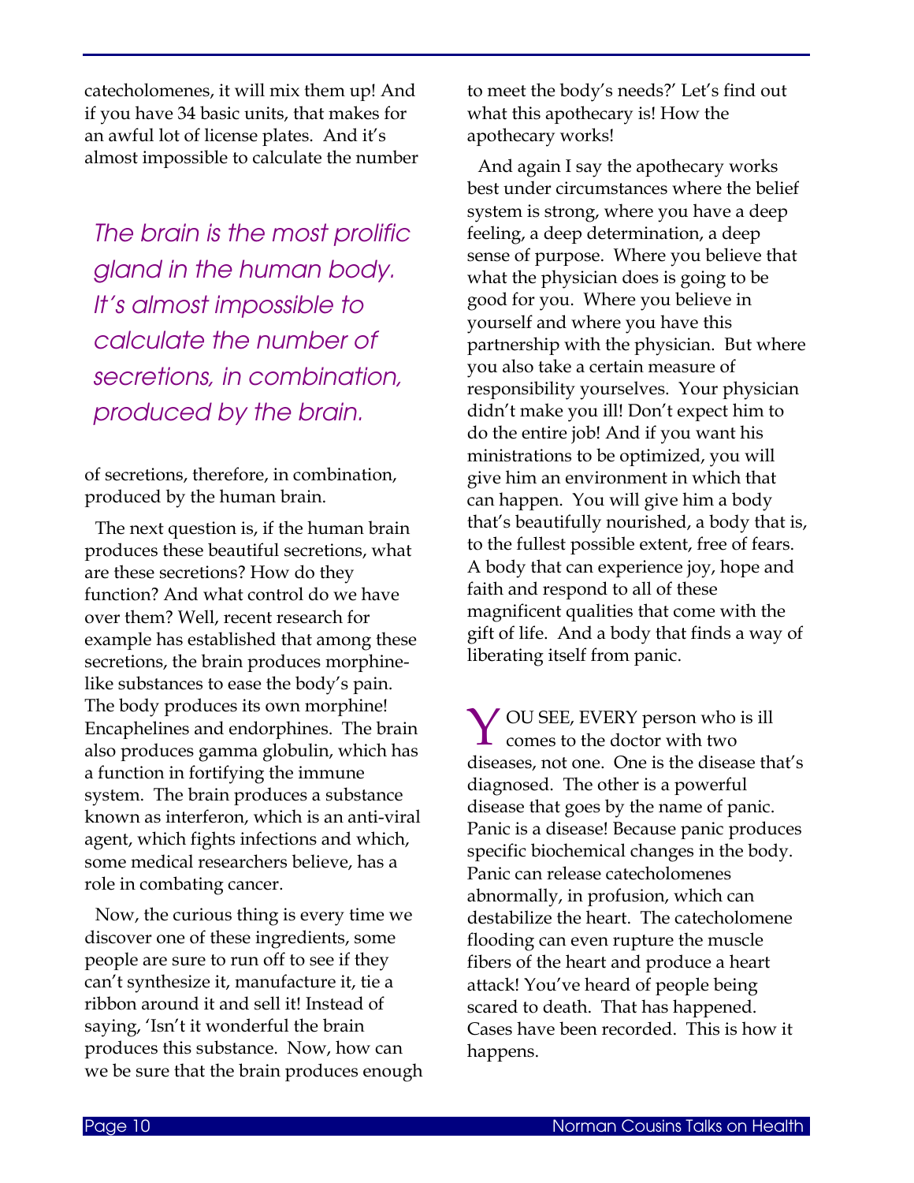catecholomenes, it will mix them up! And if you have 34 basic units, that makes for an awful lot of license plates. And it's almost impossible to calculate the number of secretions, therefore, in combination, produced by the human brain.

> *The brain is the most prolific gland in the human body. It's almost impossible to calculate the number of secretions, in combination, produced by the brain.*

The next question is, if the human brain produces these beautiful secretions, what are these secretions? How do they function? And what control do we have over them? Well, recent research for example has established that among these secretions, the brain produces morphine-like substances to ease the body's pain. The body produces its own morphine! Encaphelines and endorphines. The brain also produces gamma globulin, which has a function in fortifying the immune system. The brain produces a substance known as interferon, which is an anti-viral agent, which fights infections and which, some medical researchers believe, has a role in combating cancer.

Now, the curious thing is every time we discover one of these ingredients, some people are sure to run off to see if they can't synthesize it, manufacture it, tie a ribbon around it and sell it! Instead of saying, 'Isn't it wonderful the brain produces this substance. Now, how can we be sure that the brain produces enough to meet the body's needs?' Let's find out what this apothecary is! How the apothecary works!

And again I say the apothecary works best under circumstances where the belief system is strong, where you have a deep feeling, a deep determination, a deep sense of purpose. Where you believe that what the physician does is going to be good for you. Where you believe in yourself and where you have this partnership with the physician. But where you also take a certain measure of responsibility yourselves. Your physician didn't make you ill! Don't expect him to do the entire job! And if you want his ministrations to be optimized, you will give him an environment in which that can happen. You will give him a body that's beautifully nourished, a body that is, to the fullest possible extent, free of fears. A body that can experience joy, hope and faith and respond to all of these magnificent qualities that come with the gift of life. And a body that finds a way of liberating itself from panic.

YOU SEE, EVERY person who is ill comes to the doctor with two diseases, not one. One is the disease that's diagnosed. The other is a powerful disease that goes by the name of panic. Panic is a disease! Because panic produces specific biochemical changes in the body. Panic can release catecholomenes abnormally, in profusion, which can destabilize the heart. The catecholomene flooding can even rupture the muscle fibers of the heart and produce a heart attack! You've heard of people being scared to death. That has happened. Cases have been recorded. This is how it happens.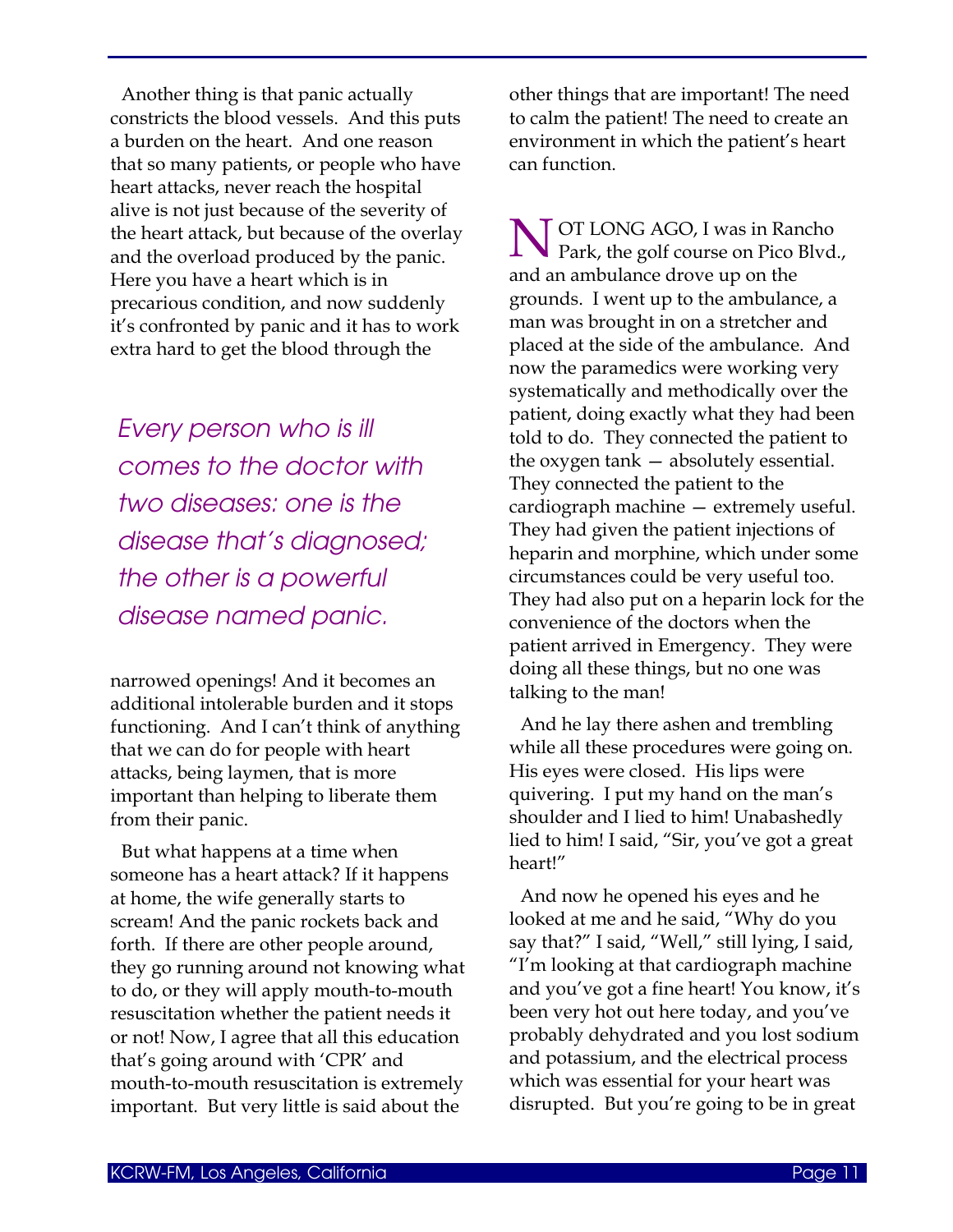Another thing is that panic actually constricts the blood vessels. And this puts a burden on the heart. And one reason that so many patients, or people who have heart attacks, never reach the hospital alive is not just because of the severity of the heart attack, but because of the overlay and the overload produced by the panic. Here you have a heart which is in precarious condition, and now suddenly it's confronted by panic and it has to work extra hard to get the blood through the narrowed openings! And it becomes an additional intolerable burden and it stops functioning. And I can't think of anything that we can do for people with heart attacks, being laymen, that is more important than helping to liberate them from their panic.

*Every person who is ill comes to the doctor with two diseases: one is the disease that's diagnosed; the other is a powerful disease named panic.*

But what happens at a time when someone has a heart attack? If it happens at home, the wife generally starts to scream! And the panic rockets back and forth. If there are other people around, they go running around not knowing what to do, or they will apply mouth-to-mouth resuscitation whether the patient needs it or not! Now, I agree that all this education that's going around with 'CPR' and mouth-to-mouth resuscitation is extremely important. But very little is said about the other things that are important! The need to calm the patient! The need to create an environment in which the patient's heart can function.

NOT LONG AGO, I was in Rancho Park, the golf course on Pico Blvd., and an ambulance drove up on the grounds. I went up to the ambulance, a man was brought in on a stretcher and placed at the side of the ambulance. And now the paramedics were working very systematically and methodically over the patient, doing exactly what they had been told to do. They connected the patient to the oxygen tank — absolutely essential. They connected the patient to the cardiograph machine — extremely useful. They had given the patient injections of heparin and morphine, which under some circumstances could be very useful too. They had also put on a heparin lock for the convenience of the doctors when the patient arrived in Emergency. They were doing all these things, but no one was talking to the man!

And he lay there ashen and trembling while all these procedures were going on. His eyes were closed. His lips were quivering. I put my hand on the man's shoulder and I lied to him! Unabashedly lied to him! I said, "Sir, you've got a great heart!"

And now he opened his eyes and he looked at me and he said, "Why do you say that?" I said, "Well," still lying, I said, "I'm looking at that cardiograph machine and you've got a fine heart! You know, it's been very hot out here today, and you've probably dehydrated and you lost sodium and potassium, and the electrical process which was essential for your heart was disrupted. But you're going to be in great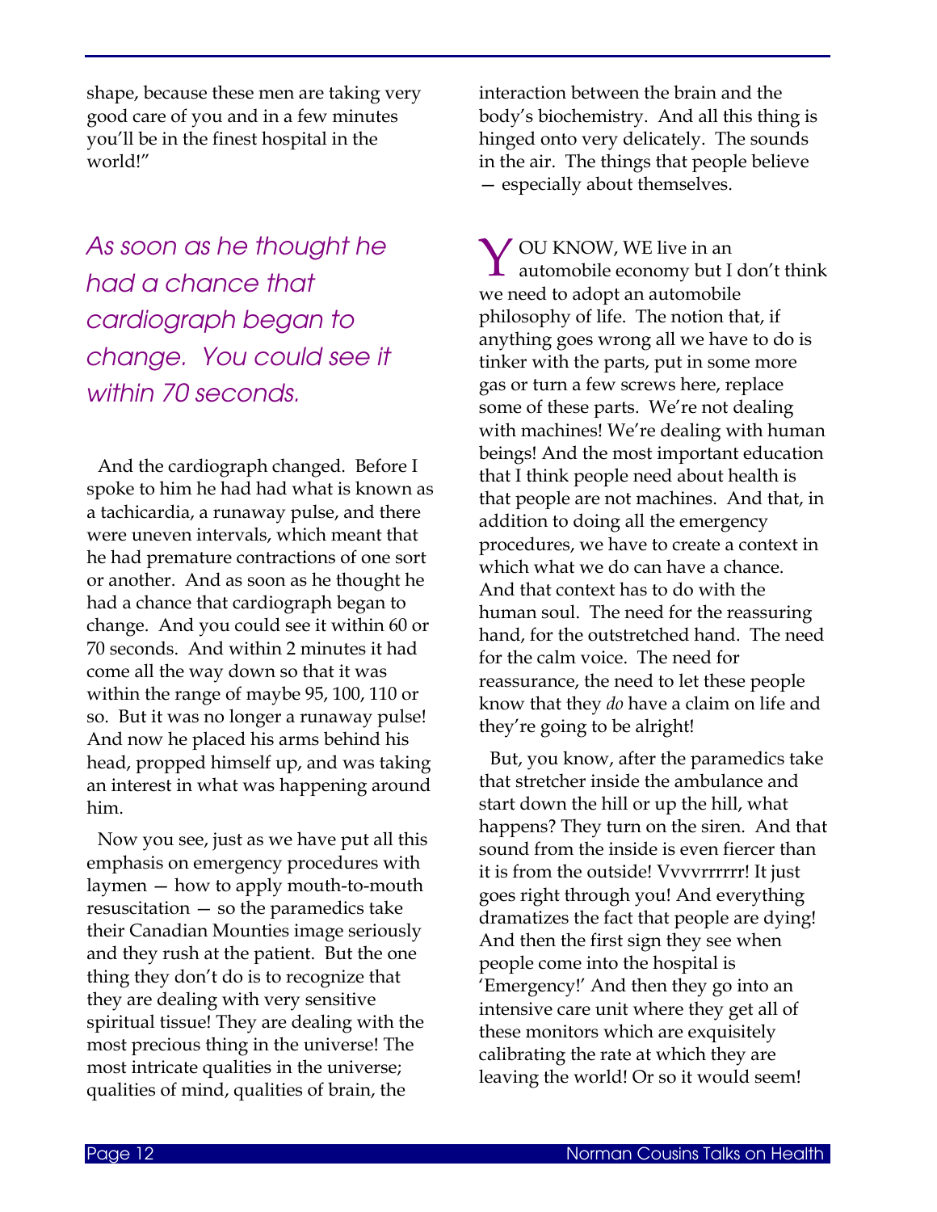shape, because these men are taking very good care of you and in a few minutes you'll be in the finest hospital in the world!"

*As soon as he thought he had a chance that cardiograph began to change. You could see it within 70 seconds.*

And the cardiograph changed. Before I spoke to him he had had what is known as a tachicardia, a runaway pulse, and there were uneven intervals, which meant that he had premature contractions of one sort or another. And as soon as he thought he had a chance that cardiograph began to change. And you could see it within 60 or 70 seconds. And within 2 minutes it had come all the way down so that it was within the range of maybe 95, 100, 110 or so. But it was no longer a runaway pulse! And now he placed his arms behind his head, propped himself up, and was taking an interest in what was happening around him.

Now you see, just as we have put all this emphasis on emergency procedures with laymen — how to apply mouth-to-mouth resuscitation — so the paramedics take their Canadian Mounties image seriously and they rush at the patient. But the one thing they don't do is to recognize that they are dealing with very sensitive spiritual tissue! They are dealing with the most precious thing in the universe! The most intricate qualities in the universe; qualities of mind, qualities of brain, the interaction between the brain and the body's biochemistry. And all this thing is hinged onto very delicately. The sounds in the air. The things that people believe — especially about themselves.

YOU KNOW, WE live in an automobile economy but I don't think we need to adopt an automobile philosophy of life. The notion that, if anything goes wrong all we have to do is tinker with the parts, put in some more gas or turn a few screws here, replace some of these parts. We're not dealing with machines! We're dealing with human beings! And the most important education that I think people need about health is that people are not machines. And that, in addition to doing all the emergency procedures, we have to create a context in which what we do can have a chance. And that context has to do with the human soul. The need for the reassuring hand, for the outstretched hand. The need for the calm voice. The need for reassurance, the need to let these people know that they *do* have a claim on life and they're going to be alright!

But, you know, after the paramedics take that stretcher inside the ambulance and start down the hill or up the hill, what happens? They turn on the siren. And that sound from the inside is even fiercer than it is from the outside! Vvvvrrrrrr! It just goes right through you! And everything dramatizes the fact that people are dying! And then the first sign they see when people come into the hospital is 'Emergency!' And then they go into an intensive care unit where they get all of these monitors which are exquisitely calibrating the rate at which they are leaving the world! Or so it would seem!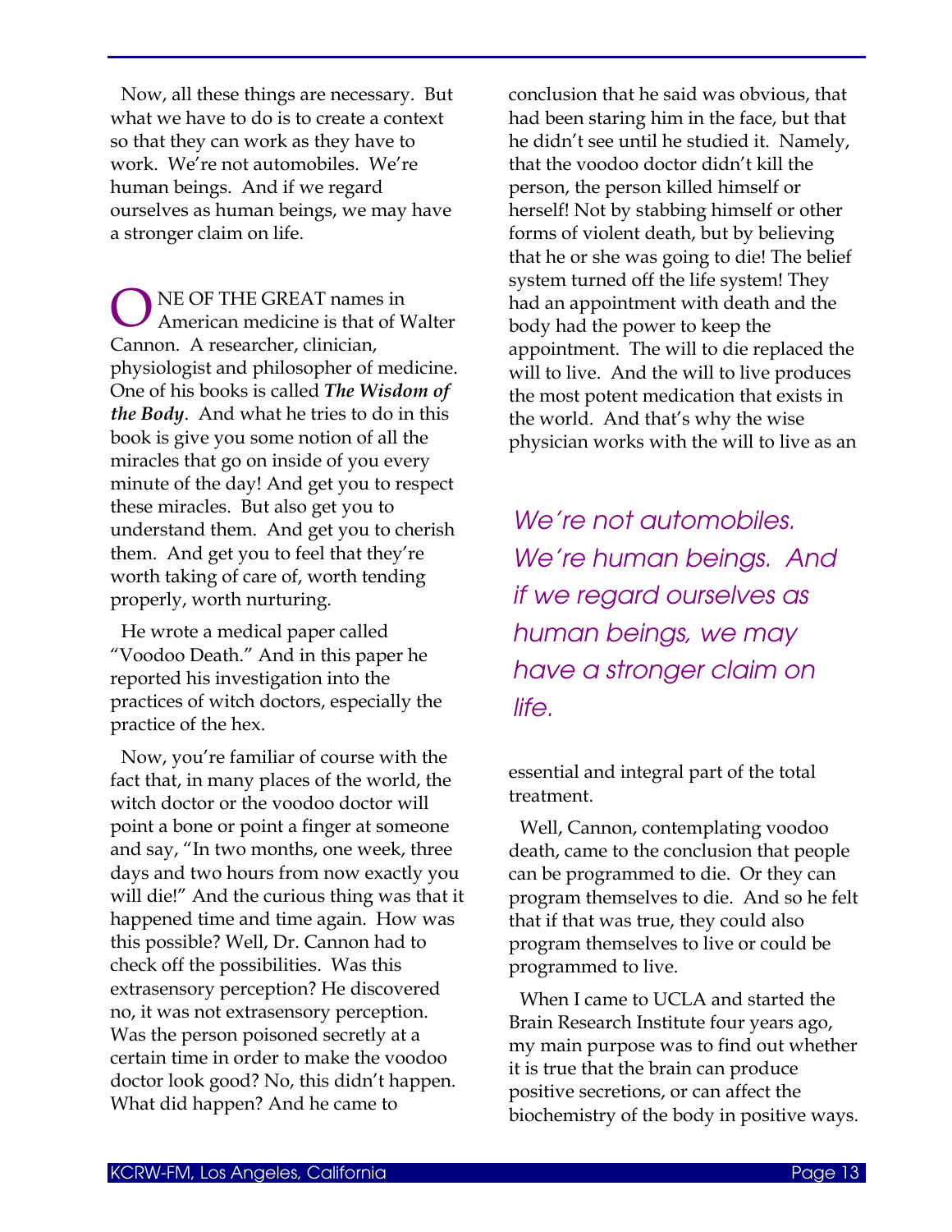Now, all these things are necessary. But what we have to do is to create a context so that they can work as they have to work. We're not automobiles. We're human beings. And if we regard ourselves as human beings, we may have a stronger claim on life.

ONE OF THE GREAT names in American medicine is that of Walter Cannon. A researcher, clinician, physiologist and philosopher of medicine. One of his books is called ***The Wisdom of the Body***. And what he tries to do in this book is give you some notion of all the miracles that go on inside of you every minute of the day! And get you to respect these miracles. But also get you to understand them. And get you to cherish them. And get you to feel that they're worth taking of care of, worth tending properly, worth nurturing.

He wrote a medical paper called "Voodoo Death." And in this paper he reported his investigation into the practices of witch doctors, especially the practice of the hex.

Now, you're familiar of course with the fact that, in many places of the world, the witch doctor or the voodoo doctor will point a bone or point a finger at someone and say, "In two months, one week, three days and two hours from now exactly you will die!" And the curious thing was that it happened time and time again. How was this possible? Well, Dr. Cannon had to check off the possibilities. Was this extrasensory perception? He discovered no, it was not extrasensory perception. Was the person poisoned secretly at a certain time in order to make the voodoo doctor look good? No, this didn't happen. What did happen? And he came to conclusion that he said was obvious, that had been staring him in the face, but that he didn't see until he studied it. Namely, that the voodoo doctor didn't kill the person, the person killed himself or herself! Not by stabbing himself or other forms of violent death, but by believing that he or she was going to die! The belief system turned off the life system! They had an appointment with death and the body had the power to keep the appointment. The will to die replaced the will to live. And the will to live produces the most potent medication that exists in the world. And that's why the wise physician works with the will to live as an essential and integral part of the total treatment.

*We're not automobiles. We're human beings. And if we regard ourselves as human beings, we may have a stronger claim on life.*

Well, Cannon, contemplating voodoo death, came to the conclusion that people can be programmed to die. Or they can program themselves to die. And so he felt that if that was true, they could also program themselves to live or could be programmed to live.

When I came to UCLA and started the Brain Research Institute four years ago, my main purpose was to find out whether it is true that the brain can produce positive secretions, or can affect the biochemistry of the body in positive ways.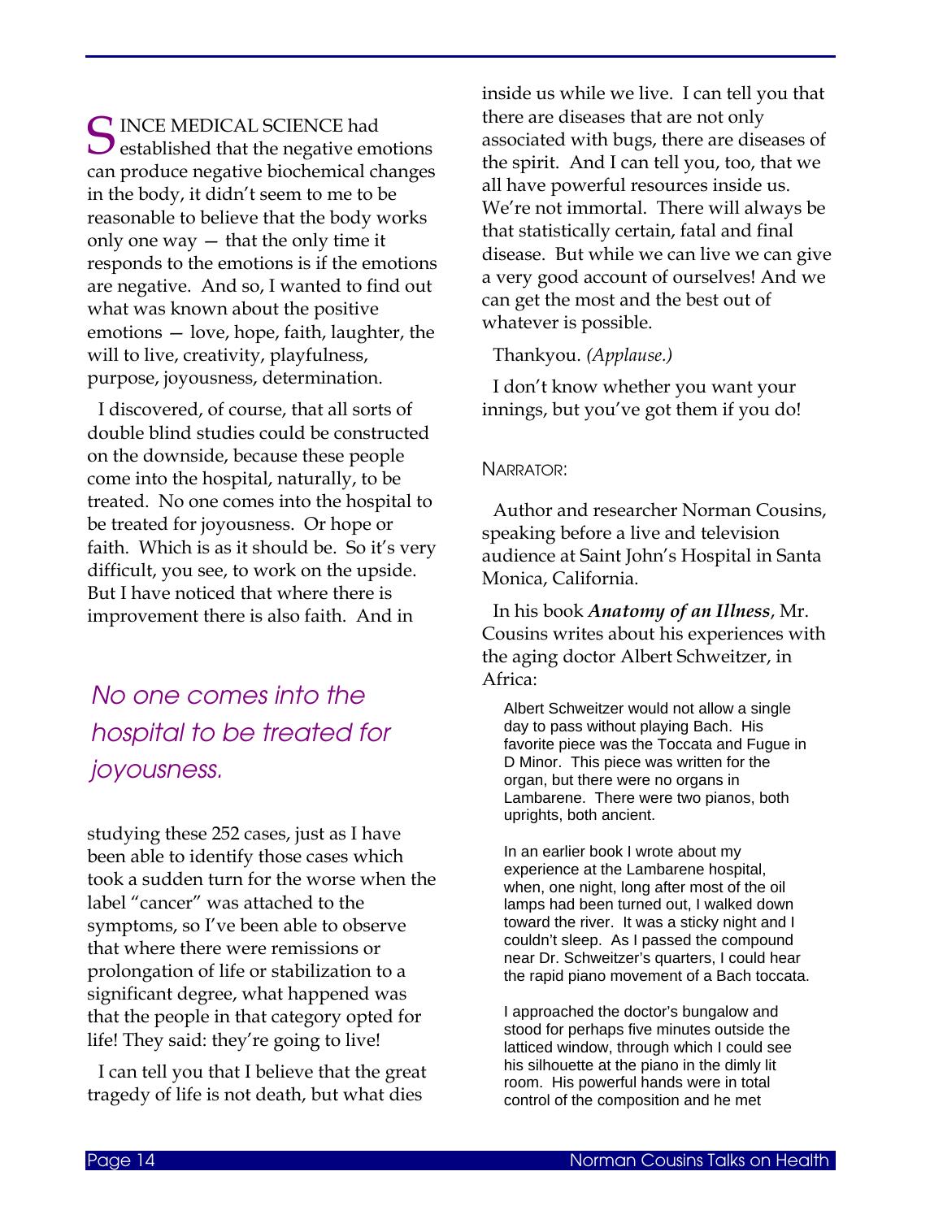SINCE MEDICAL SCIENCE had established that the negative emotions can produce negative biochemical changes in the body, it didn't seem to me to be reasonable to believe that the body works only one way — that the only time it responds to the emotions is if the emotions are negative. And so, I wanted to find out what was known about the positive emotions — love, hope, faith, laughter, the will to live, creativity, playfulness, purpose, joyousness, determination.

I discovered, of course, that all sorts of double blind studies could be constructed on the downside, because these people come into the hospital, naturally, to be treated. No one comes into the hospital to be treated for joyousness. Or hope or faith. Which is as it should be. So it's very difficult, you see, to work on the upside. But I have noticed that where there is improvement there is also faith. And in studying these 252 cases, just as I have been able to identify those cases which took a sudden turn for the worse when the label "cancer" was attached to the symptoms, so I've been able to observe that where there were remissions or prolongation of life or stabilization to a significant degree, what happened was that the people in that category opted for life! They said: they're going to live!

> *No one comes into the hospital to be treated for joyousness.*

I can tell you that I believe that the great tragedy of life is not death, but what dies inside us while we live. I can tell you that there are diseases that are not only associated with bugs, there are diseases of the spirit. And I can tell you, too, that we all have powerful resources inside us. We're not immortal. There will always be that statistically certain, fatal and final disease. But while we can live we can give a very good account of ourselves! And we can get the most and the best out of whatever is possible.

Thankyou. *(Applause.)*

I don't know whether you want your innings, but you've got them if you do!

NARRATOR:

Author and researcher Norman Cousins, speaking before a live and television audience at Saint John's Hospital in Santa Monica, California.

In his book ***Anatomy of an Illness***, Mr. Cousins writes about his experiences with the aging doctor Albert Schweitzer, in Africa:

> Albert Schweitzer would not allow a single day to pass without playing Bach. His favorite piece was the Toccata and Fugue in D Minor. This piece was written for the organ, but there were no organs in Lambarene. There were two pianos, both uprights, both ancient.
>
> In an earlier book I wrote about my experience at the Lambarene hospital, when, one night, long after most of the oil lamps had been turned out, I walked down toward the river. It was a sticky night and I couldn't sleep. As I passed the compound near Dr. Schweitzer's quarters, I could hear the rapid piano movement of a Bach toccata.
>
> I approached the doctor's bungalow and stood for perhaps five minutes outside the latticed window, through which I could see his silhouette at the piano in the dimly lit room. His powerful hands were in total control of the composition and he met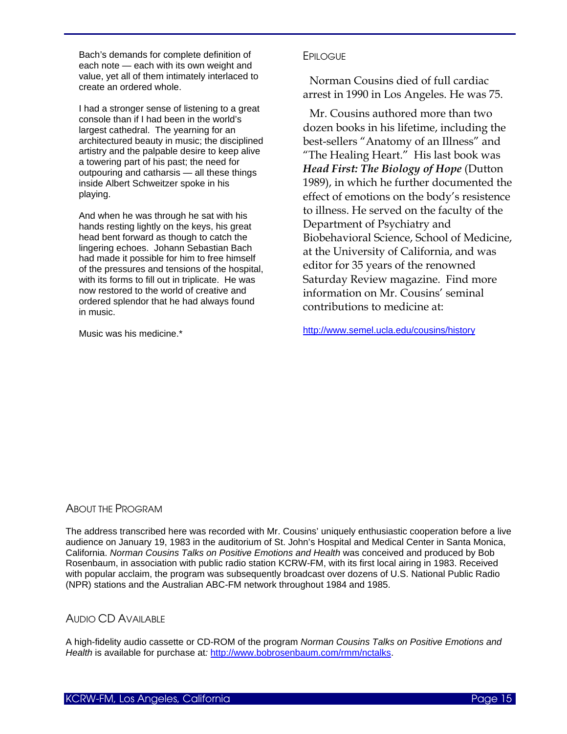Bach's demands for complete definition of each note — each with its own weight and value, yet all of them intimately interlaced to create an ordered whole.

I had a stronger sense of listening to a great console than if I had been in the world's largest cathedral. The yearning for an architectured beauty in music; the disciplined artistry and the palpable desire to keep alive a towering part of his past; the need for outpouring and catharsis — all these things inside Albert Schweitzer spoke in his playing.

And when he was through he sat with his hands resting lightly on the keys, his great head bent forward as though to catch the lingering echoes. Johann Sebastian Bach had made it possible for him to free himself of the pressures and tensions of the hospital, with its forms to fill out in triplicate. He was now restored to the world of creative and ordered splendor that he had always found in music.

Music was his medicine.*

## Epilogue

Norman Cousins died of full cardiac arrest in 1990 in Los Angeles. He was 75.

Mr. Cousins authored more than two dozen books in his lifetime, including the best-sellers "Anatomy of an Illness" and "The Healing Heart." His last book was ***Head First: The Biology of Hope*** (Dutton 1989), in which he further documented the effect of emotions on the body's resistence to illness. He served on the faculty of the Department of Psychiatry and Biobehavioral Science, School of Medicine, at the University of California, and was editor for 35 years of the renowned Saturday Review magazine. Find more information on Mr. Cousins' seminal contributions to medicine at:

http://www.semel.ucla.edu/cousins/history

## About the Program

The address transcribed here was recorded with Mr. Cousins' uniquely enthusiastic cooperation before a live audience on January 19, 1983 in the auditorium of St. John's Hospital and Medical Center in Santa Monica, California. *Norman Cousins Talks on Positive Emotions and Health* was conceived and produced by Bob Rosenbaum, in association with public radio station KCRW-FM, with its first local airing in 1983. Received with popular acclaim, the program was subsequently broadcast over dozens of U.S. National Public Radio (NPR) stations and the Australian ABC-FM network throughout 1984 and 1985.

## Audio CD Available

A high-fidelity audio cassette or CD-ROM of the program *Norman Cousins Talks on Positive Emotions and Health* is available for purchase at: http://www.bobrosenbaum.com/rmm/nctalks.